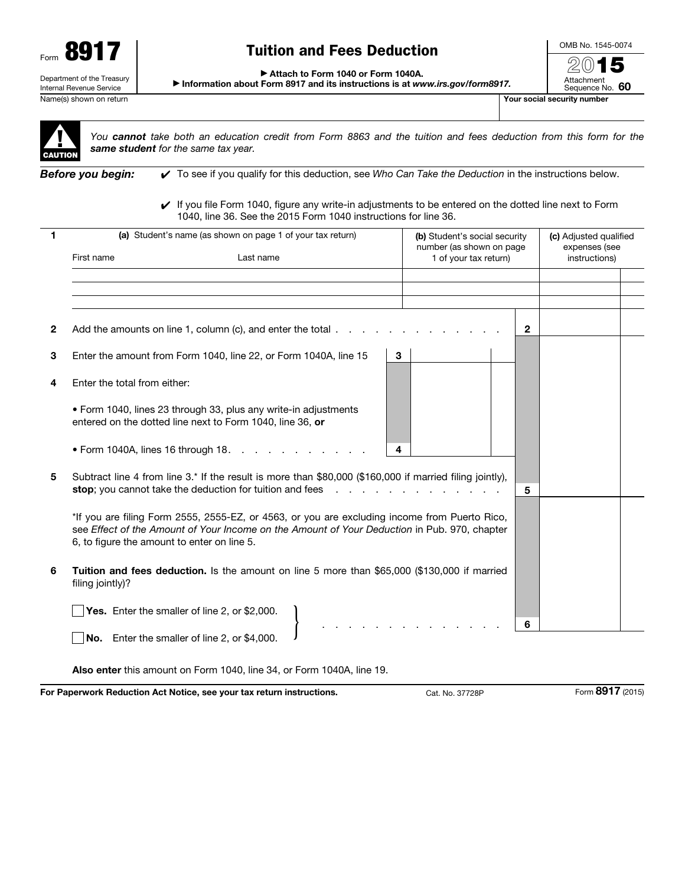Form **8917**

Department of the Treasury
Internal Revenue Service

# Tuition and Fees Deduction

▶ Attach to Form 1040 or Form 1040A.
▶ Information about Form 8917 and its instructions is at *www.irs.gov/form8917.*

OMB No. 1545-0074

2015

Attachment Sequence No. **60**

Name(s) shown on return | **Your social security number**

**CAUTION** *You **cannot** take both an education credit from Form 8863 and the tuition and fees deduction from this form for the **same student** for the same tax year.*

***Before you begin:***

✔ To see if you qualify for this deduction, see *Who Can Take the Deduction* in the instructions below.

✔ If you file Form 1040, figure any write-in adjustments to be entered on the dotted line next to Form 1040, line 36. See the 2015 Form 1040 instructions for line 36.

| 1 | **(a)** Student's name (as shown on page 1 of your tax return) First name | Last name | **(b)** Student's social security number (as shown on page 1 of your tax return) | **(c)** Adjusted qualified expenses (see instructions) |
|---|---|---|---|---|
| | | | | |
| | | | | |
| | | | | |

**2** Add the amounts on line 1, column (c), and enter the total . . . . . . . . . . . . . . **2**

**3** Enter the amount from Form 1040, line 22, or Form 1040A, line 15 **3**

**4** Enter the total from either:

- Form 1040, lines 23 through 33, plus any write-in adjustments entered on the dotted line next to Form 1040, line 36, **or**
- Form 1040A, lines 16 through 18 . . . . . . . . . . . **4**

**5** Subtract line 4 from line 3.* If the result is more than $80,000 ($160,000 if married filing jointly), **stop**; you cannot take the deduction for tuition and fees . . . . . . . . . . . . . . **5**

*If you are filing Form 2555, 2555-EZ, or 4563, or you are excluding income from Puerto Rico, see *Effect of the Amount of Your Income on the Amount of Your Deduction* in Pub. 970, chapter 6, to figure the amount to enter on line 5.

**6** **Tuition and fees deduction.** Is the amount on line 5 more than $65,000 ($130,000 if married filing jointly)?

☐ **Yes.** Enter the smaller of line 2, or $2,000.
☐ **No.** Enter the smaller of line 2, or $4,000. . . . . . . . . . . . . . . . **6**

**Also enter** this amount on Form 1040, line 34, or Form 1040A, line 19.

**For Paperwork Reduction Act Notice, see your tax return instructions.** Cat. No. 37728P Form **8917** (2015)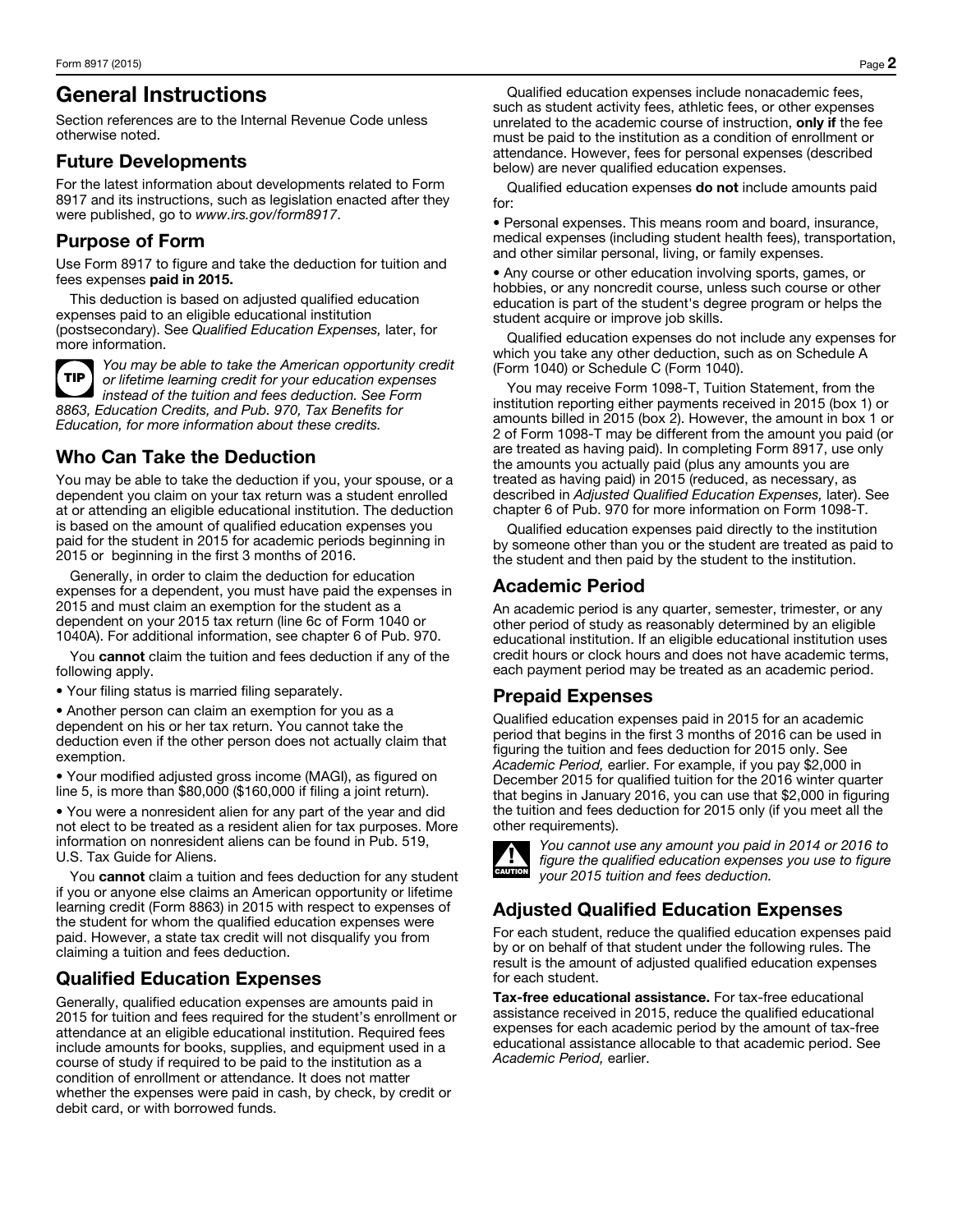# General Instructions

Section references are to the Internal Revenue Code unless otherwise noted.

## Future Developments

For the latest information about developments related to Form 8917 and its instructions, such as legislation enacted after they were published, go to *www.irs.gov/form8917*.

## Purpose of Form

Use Form 8917 to figure and take the deduction for tuition and fees expenses **paid in 2015.**

This deduction is based on adjusted qualified education expenses paid to an eligible educational institution (postsecondary). See *Qualified Education Expenses,* later, for more information.

**TIP** *You may be able to take the American opportunity credit or lifetime learning credit for your education expenses instead of the tuition and fees deduction. See Form 8863, Education Credits, and Pub. 970, Tax Benefits for Education, for more information about these credits.*

## Who Can Take the Deduction

You may be able to take the deduction if you, your spouse, or a dependent you claim on your tax return was a student enrolled at or attending an eligible educational institution. The deduction is based on the amount of qualified education expenses you paid for the student in 2015 for academic periods beginning in 2015 or beginning in the first 3 months of 2016.

Generally, in order to claim the deduction for education expenses for a dependent, you must have paid the expenses in 2015 and must claim an exemption for the student as a dependent on your 2015 tax return (line 6c of Form 1040 or 1040A). For additional information, see chapter 6 of Pub. 970.

You **cannot** claim the tuition and fees deduction if any of the following apply.

- Your filing status is married filing separately.
- Another person can claim an exemption for you as a dependent on his or her tax return. You cannot take the deduction even if the other person does not actually claim that exemption.
- Your modified adjusted gross income (MAGI), as figured on line 5, is more than $80,000 ($160,000 if filing a joint return).
- You were a nonresident alien for any part of the year and did not elect to be treated as a resident alien for tax purposes. More information on nonresident aliens can be found in Pub. 519, U.S. Tax Guide for Aliens.

You **cannot** claim a tuition and fees deduction for any student if you or anyone else claims an American opportunity or lifetime learning credit (Form 8863) in 2015 with respect to expenses of the student for whom the qualified education expenses were paid. However, a state tax credit will not disqualify you from claiming a tuition and fees deduction.

## Qualified Education Expenses

Generally, qualified education expenses are amounts paid in 2015 for tuition and fees required for the student's enrollment or attendance at an eligible educational institution. Required fees include amounts for books, supplies, and equipment used in a course of study if required to be paid to the institution as a condition of enrollment or attendance. It does not matter whether the expenses were paid in cash, by check, by credit or debit card, or with borrowed funds.

Qualified education expenses include nonacademic fees, such as student activity fees, athletic fees, or other expenses unrelated to the academic course of instruction, **only if** the fee must be paid to the institution as a condition of enrollment or attendance. However, fees for personal expenses (described below) are never qualified education expenses.

Qualified education expenses **do not** include amounts paid for:

- Personal expenses. This means room and board, insurance, medical expenses (including student health fees), transportation, and other similar personal, living, or family expenses.
- Any course or other education involving sports, games, or hobbies, or any noncredit course, unless such course or other education is part of the student's degree program or helps the student acquire or improve job skills.

Qualified education expenses do not include any expenses for which you take any other deduction, such as on Schedule A (Form 1040) or Schedule C (Form 1040).

You may receive Form 1098-T, Tuition Statement, from the institution reporting either payments received in 2015 (box 1) or amounts billed in 2015 (box 2). However, the amount in box 1 or 2 of Form 1098-T may be different from the amount you paid (or are treated as having paid). In completing Form 8917, use only the amounts you actually paid (plus any amounts you are treated as having paid) in 2015 (reduced, as necessary, as described in *Adjusted Qualified Education Expenses,* later). See chapter 6 of Pub. 970 for more information on Form 1098-T.

Qualified education expenses paid directly to the institution by someone other than you or the student are treated as paid to the student and then paid by the student to the institution.

## Academic Period

An academic period is any quarter, semester, trimester, or any other period of study as reasonably determined by an eligible educational institution. If an eligible educational institution uses credit hours or clock hours and does not have academic terms, each payment period may be treated as an academic period.

## Prepaid Expenses

Qualified education expenses paid in 2015 for an academic period that begins in the first 3 months of 2016 can be used in figuring the tuition and fees deduction for 2015 only. See *Academic Period,* earlier. For example, if you pay $2,000 in December 2015 for qualified tuition for the 2016 winter quarter that begins in January 2016, you can use that $2,000 in figuring the tuition and fees deduction for 2015 only (if you meet all the other requirements).

**CAUTION** *You cannot use any amount you paid in 2014 or 2016 to figure the qualified education expenses you use to figure your 2015 tuition and fees deduction.*

## Adjusted Qualified Education Expenses

For each student, reduce the qualified education expenses paid by or on behalf of that student under the following rules. The result is the amount of adjusted qualified education expenses for each student.

**Tax-free educational assistance.** For tax-free educational assistance received in 2015, reduce the qualified educational expenses for each academic period by the amount of tax-free educational assistance allocable to that academic period. See *Academic Period,* earlier.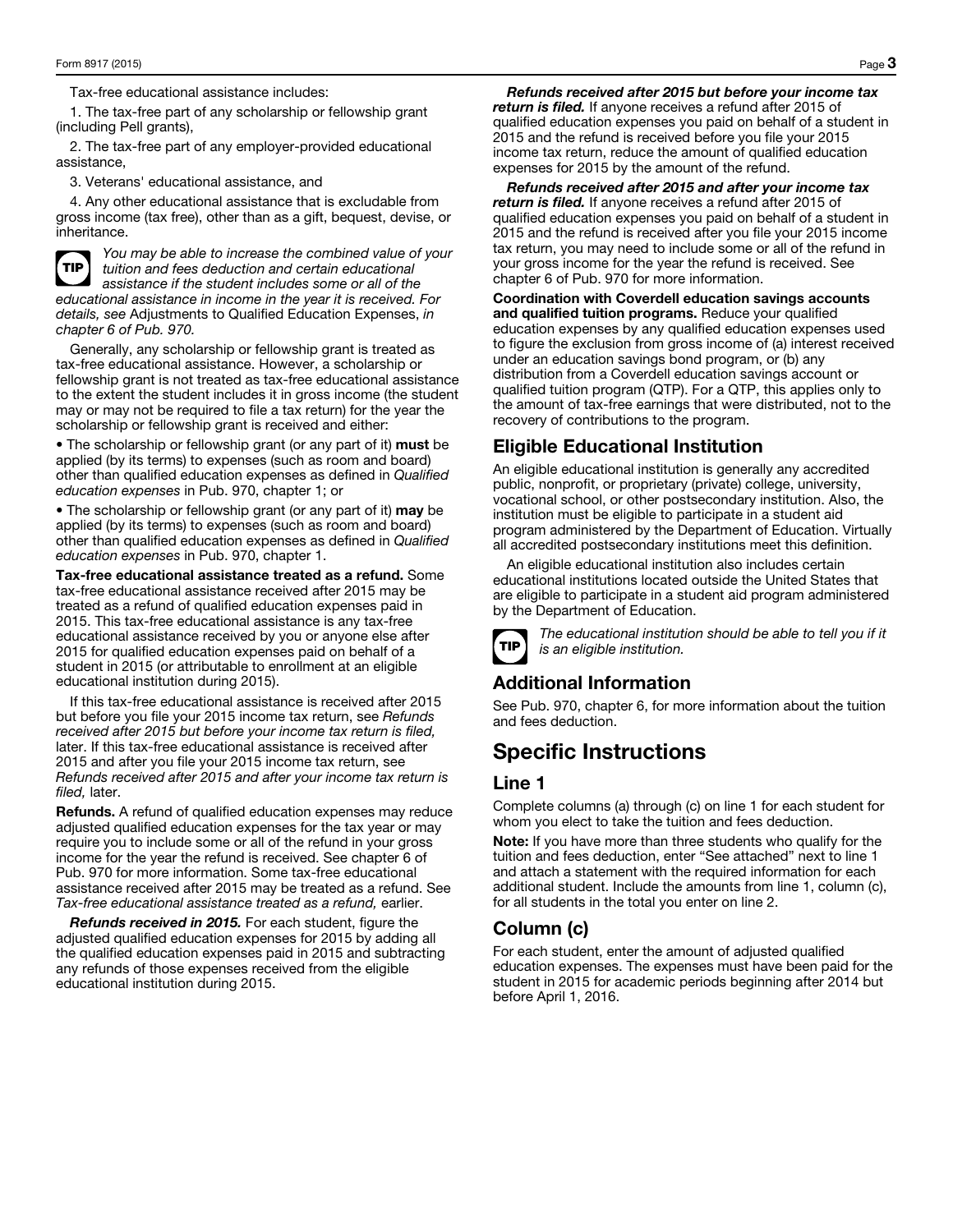Tax-free educational assistance includes:

1. The tax-free part of any scholarship or fellowship grant (including Pell grants),

2. The tax-free part of any employer-provided educational assistance,

3. Veterans' educational assistance, and

4. Any other educational assistance that is excludable from gross income (tax free), other than as a gift, bequest, devise, or inheritance.

**TIP** *You may be able to increase the combined value of your tuition and fees deduction and certain educational assistance if the student includes some or all of the educational assistance in income in the year it is received. For details, see* Adjustments to Qualified Education Expenses, *in chapter 6 of Pub. 970.*

Generally, any scholarship or fellowship grant is treated as tax-free educational assistance. However, a scholarship or fellowship grant is not treated as tax-free educational assistance to the extent the student includes it in gross income (the student may or may not be required to file a tax return) for the year the scholarship or fellowship grant is received and either:

- The scholarship or fellowship grant (or any part of it) **must** be applied (by its terms) to expenses (such as room and board) other than qualified education expenses as defined in *Qualified education expenses* in Pub. 970, chapter 1; or
- The scholarship or fellowship grant (or any part of it) **may** be applied (by its terms) to expenses (such as room and board) other than qualified education expenses as defined in *Qualified education expenses* in Pub. 970, chapter 1.

**Tax-free educational assistance treated as a refund.** Some tax-free educational assistance received after 2015 may be treated as a refund of qualified education expenses paid in 2015. This tax-free educational assistance is any tax-free educational assistance received by you or anyone else after 2015 for qualified education expenses paid on behalf of a student in 2015 (or attributable to enrollment at an eligible educational institution during 2015).

If this tax-free educational assistance is received after 2015 but before you file your 2015 income tax return, see *Refunds received after 2015 but before your income tax return is filed,* later. If this tax-free educational assistance is received after 2015 and after you file your 2015 income tax return, see *Refunds received after 2015 and after your income tax return is filed,* later.

**Refunds.** A refund of qualified education expenses may reduce adjusted qualified education expenses for the tax year or may require you to include some or all of the refund in your gross income for the year the refund is received. See chapter 6 of Pub. 970 for more information. Some tax-free educational assistance received after 2015 may be treated as a refund. See *Tax-free educational assistance treated as a refund,* earlier.

***Refunds received in 2015.*** For each student, figure the adjusted qualified education expenses for 2015 by adding all the qualified education expenses paid in 2015 and subtracting any refunds of those expenses received from the eligible educational institution during 2015.

***Refunds received after 2015 but before your income tax return is filed.*** If anyone receives a refund after 2015 of qualified education expenses you paid on behalf of a student in 2015 and the refund is received before you file your 2015 income tax return, reduce the amount of qualified education expenses for 2015 by the amount of the refund.

***Refunds received after 2015 and after your income tax return is filed.*** If anyone receives a refund after 2015 of qualified education expenses you paid on behalf of a student in 2015 and the refund is received after you file your 2015 income tax return, you may need to include some or all of the refund in your gross income for the year the refund is received. See chapter 6 of Pub. 970 for more information.

**Coordination with Coverdell education savings accounts and qualified tuition programs.** Reduce your qualified education expenses by any qualified education expenses used to figure the exclusion from gross income of (a) interest received under an education savings bond program, or (b) any distribution from a Coverdell education savings account or qualified tuition program (QTP). For a QTP, this applies only to the amount of tax-free earnings that were distributed, not to the recovery of contributions to the program.

## Eligible Educational Institution

An eligible educational institution is generally any accredited public, nonprofit, or proprietary (private) college, university, vocational school, or other postsecondary institution. Also, the institution must be eligible to participate in a student aid program administered by the Department of Education. Virtually all accredited postsecondary institutions meet this definition.

An eligible educational institution also includes certain educational institutions located outside the United States that are eligible to participate in a student aid program administered by the Department of Education.

**TIP** *The educational institution should be able to tell you if it is an eligible institution.*

## Additional Information

See Pub. 970, chapter 6, for more information about the tuition and fees deduction.

# Specific Instructions

## Line 1

Complete columns (a) through (c) on line 1 for each student for whom you elect to take the tuition and fees deduction.

**Note:** If you have more than three students who qualify for the tuition and fees deduction, enter "See attached" next to line 1 and attach a statement with the required information for each additional student. Include the amounts from line 1, column (c), for all students in the total you enter on line 2.

## Column (c)

For each student, enter the amount of adjusted qualified education expenses. The expenses must have been paid for the student in 2015 for academic periods beginning after 2014 but before April 1, 2016.